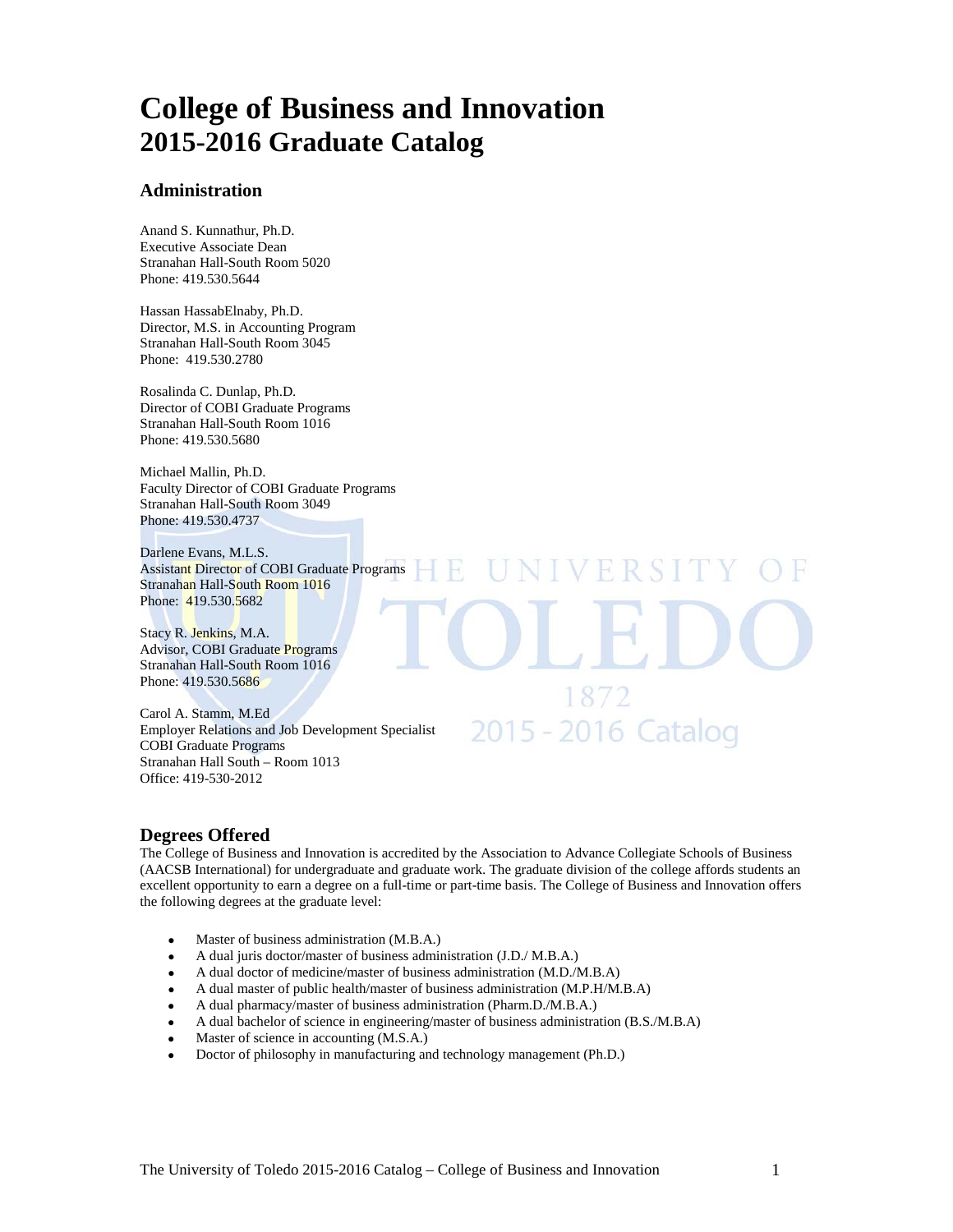# College of Business and Innovation
# 2015-2016 Graduate Catalog

## Administration

Anand S. Kunnathur, Ph.D.
Executive Associate Dean
Stranahan Hall-South Room 5020
Phone: 419.530.5644

Hassan HassabElnaby, Ph.D.
Director, M.S. in Accounting Program
Stranahan Hall-South Room 3045
Phone: 419.530.2780

Rosalinda C. Dunlap, Ph.D.
Director of COBI Graduate Programs
Stranahan Hall-South Room 1016
Phone: 419.530.5680

Michael Mallin, Ph.D.
Faculty Director of COBI Graduate Programs
Stranahan Hall-South Room 3049
Phone: 419.530.4737

Darlene Evans, M.L.S.
Assistant Director of COBI Graduate Programs
Stranahan Hall-South Room 1016
Phone: 419.530.5682

Stacy R. Jenkins, M.A.
Advisor, COBI Graduate Programs
Stranahan Hall-South Room 1016
Phone: 419.530.5686

Carol A. Stamm, M.Ed
Employer Relations and Job Development Specialist
COBI Graduate Programs
Stranahan Hall South – Room 1013
Office: 419-530-2012

## Degrees Offered

The College of Business and Innovation is accredited by the Association to Advance Collegiate Schools of Business (AACSB International) for undergraduate and graduate work. The graduate division of the college affords students an excellent opportunity to earn a degree on a full-time or part-time basis. The College of Business and Innovation offers the following degrees at the graduate level:

- Master of business administration (M.B.A.)
- A dual juris doctor/master of business administration (J.D./ M.B.A.)
- A dual doctor of medicine/master of business administration (M.D./M.B.A)
- A dual master of public health/master of business administration (M.P.H/M.B.A)
- A dual pharmacy/master of business administration (Pharm.D./M.B.A.)
- A dual bachelor of science in engineering/master of business administration (B.S./M.B.A)
- Master of science in accounting (M.S.A.)
- Doctor of philosophy in manufacturing and technology management (Ph.D.)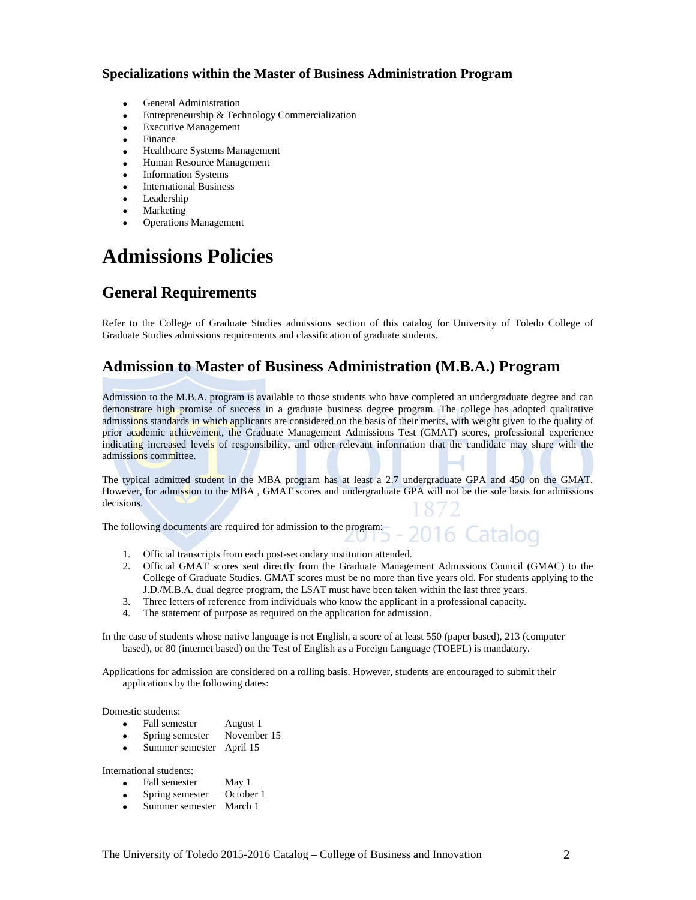### Specializations within the Master of Business Administration Program

- General Administration
- Entrepreneurship & Technology Commercialization
- Executive Management
- Finance
- Healthcare Systems Management
- Human Resource Management
- Information Systems
- International Business
- Leadership
- Marketing
- Operations Management

# Admissions Policies

## General Requirements

Refer to the College of Graduate Studies admissions section of this catalog for University of Toledo College of Graduate Studies admissions requirements and classification of graduate students.

## Admission to Master of Business Administration (M.B.A.) Program

Admission to the M.B.A. program is available to those students who have completed an undergraduate degree and can demonstrate high promise of success in a graduate business degree program. The college has adopted qualitative admissions standards in which applicants are considered on the basis of their merits, with weight given to the quality of prior academic achievement, the Graduate Management Admissions Test (GMAT) scores, professional experience indicating increased levels of responsibility, and other relevant information that the candidate may share with the admissions committee.

The typical admitted student in the MBA program has at least a 2.7 undergraduate GPA and 450 on the GMAT. However, for admission to the MBA , GMAT scores and undergraduate GPA will not be the sole basis for admissions decisions.

The following documents are required for admission to the program:

1. Official transcripts from each post-secondary institution attended.
2. Official GMAT scores sent directly from the Graduate Management Admissions Council (GMAC) to the College of Graduate Studies. GMAT scores must be no more than five years old. For students applying to the J.D./M.B.A. dual degree program, the LSAT must have been taken within the last three years.
3. Three letters of reference from individuals who know the applicant in a professional capacity.
4. The statement of purpose as required on the application for admission.

In the case of students whose native language is not English, a score of at least 550 (paper based), 213 (computer based), or 80 (internet based) on the Test of English as a Foreign Language (TOEFL) is mandatory.

Applications for admission are considered on a rolling basis. However, students are encouraged to submit their applications by the following dates:

Domestic students:

- Fall semester August 1
- Spring semester November 15
- Summer semester April 15

International students:

- Fall semester May 1
- Spring semester October 1
- Summer semester March 1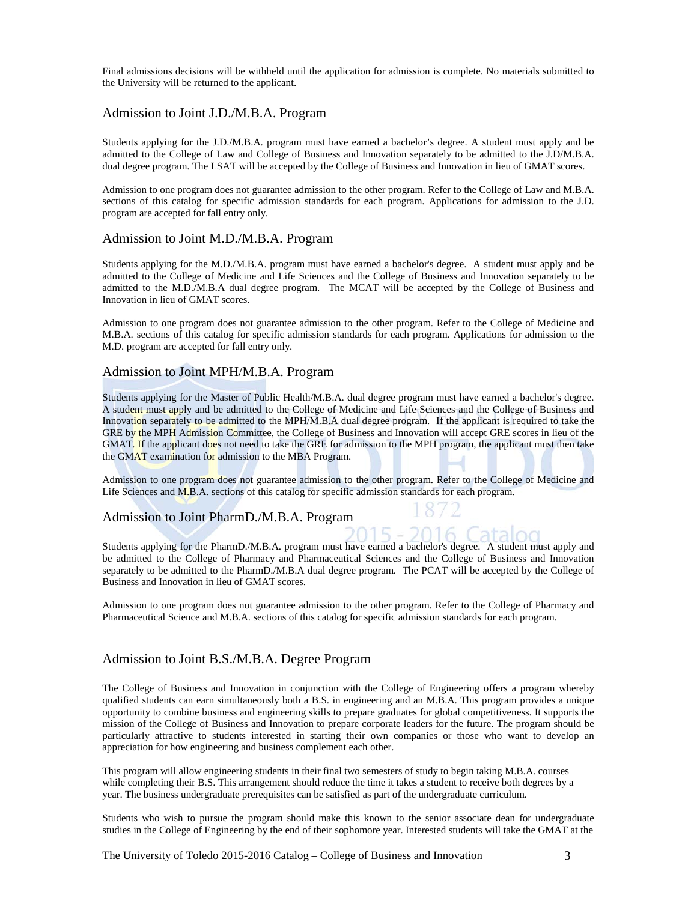Final admissions decisions will be withheld until the application for admission is complete. No materials submitted to the University will be returned to the applicant.

## Admission to Joint J.D./M.B.A. Program

Students applying for the J.D./M.B.A. program must have earned a bachelor's degree. A student must apply and be admitted to the College of Law and College of Business and Innovation separately to be admitted to the J.D/M.B.A. dual degree program. The LSAT will be accepted by the College of Business and Innovation in lieu of GMAT scores.

Admission to one program does not guarantee admission to the other program. Refer to the College of Law and M.B.A. sections of this catalog for specific admission standards for each program. Applications for admission to the J.D. program are accepted for fall entry only.

## Admission to Joint M.D./M.B.A. Program

Students applying for the M.D./M.B.A. program must have earned a bachelor's degree. A student must apply and be admitted to the College of Medicine and Life Sciences and the College of Business and Innovation separately to be admitted to the M.D./M.B.A dual degree program. The MCAT will be accepted by the College of Business and Innovation in lieu of GMAT scores.

Admission to one program does not guarantee admission to the other program. Refer to the College of Medicine and M.B.A. sections of this catalog for specific admission standards for each program. Applications for admission to the M.D. program are accepted for fall entry only.

## Admission to Joint MPH/M.B.A. Program

Students applying for the Master of Public Health/M.B.A. dual degree program must have earned a bachelor's degree. A student must apply and be admitted to the College of Medicine and Life Sciences and the College of Business and Innovation separately to be admitted to the MPH/M.B.A dual degree program. If the applicant is required to take the GRE by the MPH Admission Committee, the College of Business and Innovation will accept GRE scores in lieu of the GMAT. If the applicant does not need to take the GRE for admission to the MPH program, the applicant must then take the GMAT examination for admission to the MBA Program.

Admission to one program does not guarantee admission to the other program. Refer to the College of Medicine and Life Sciences and M.B.A. sections of this catalog for specific admission standards for each program.

## Admission to Joint PharmD./M.B.A. Program

Students applying for the PharmD./M.B.A. program must have earned a bachelor's degree. A student must apply and be admitted to the College of Pharmacy and Pharmaceutical Sciences and the College of Business and Innovation separately to be admitted to the PharmD./M.B.A dual degree program. The PCAT will be accepted by the College of Business and Innovation in lieu of GMAT scores.

Admission to one program does not guarantee admission to the other program. Refer to the College of Pharmacy and Pharmaceutical Science and M.B.A. sections of this catalog for specific admission standards for each program.

## Admission to Joint B.S./M.B.A. Degree Program

The College of Business and Innovation in conjunction with the College of Engineering offers a program whereby qualified students can earn simultaneously both a B.S. in engineering and an M.B.A. This program provides a unique opportunity to combine business and engineering skills to prepare graduates for global competitiveness. It supports the mission of the College of Business and Innovation to prepare corporate leaders for the future. The program should be particularly attractive to students interested in starting their own companies or those who want to develop an appreciation for how engineering and business complement each other.

This program will allow engineering students in their final two semesters of study to begin taking M.B.A. courses while completing their B.S. This arrangement should reduce the time it takes a student to receive both degrees by a year. The business undergraduate prerequisites can be satisfied as part of the undergraduate curriculum.

Students who wish to pursue the program should make this known to the senior associate dean for undergraduate studies in the College of Engineering by the end of their sophomore year. Interested students will take the GMAT at the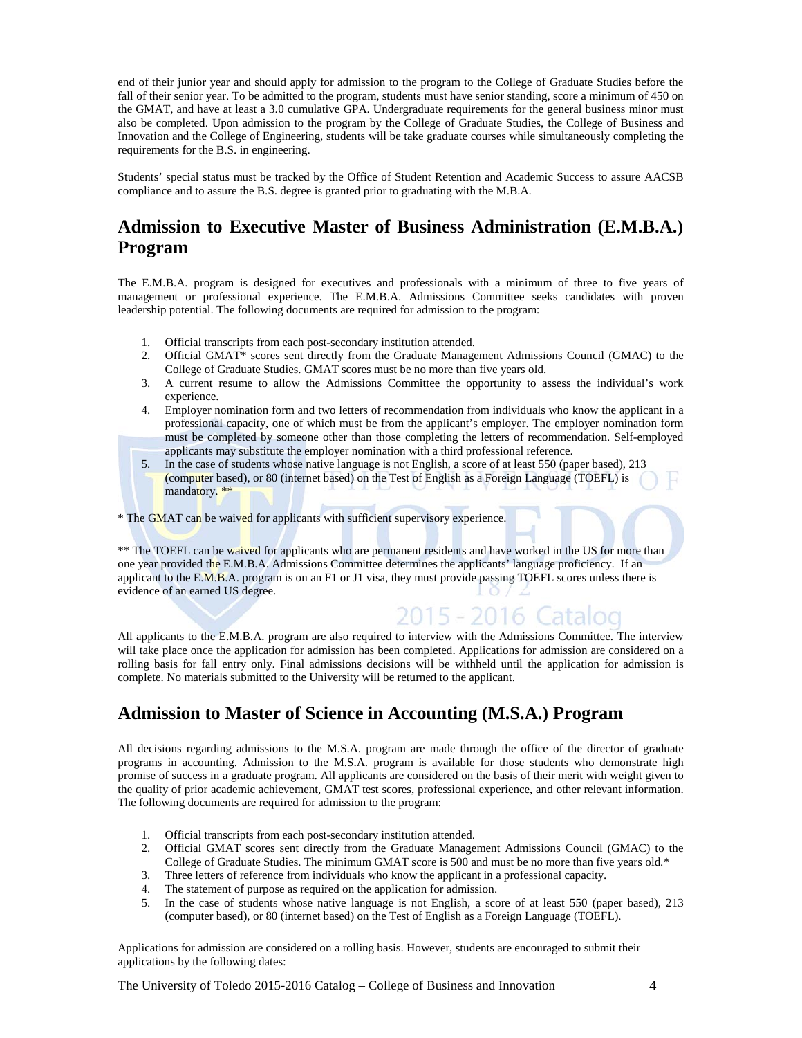end of their junior year and should apply for admission to the program to the College of Graduate Studies before the fall of their senior year. To be admitted to the program, students must have senior standing, score a minimum of 450 on the GMAT, and have at least a 3.0 cumulative GPA. Undergraduate requirements for the general business minor must also be completed. Upon admission to the program by the College of Graduate Studies, the College of Business and Innovation and the College of Engineering, students will be take graduate courses while simultaneously completing the requirements for the B.S. in engineering.

Students' special status must be tracked by the Office of Student Retention and Academic Success to assure AACSB compliance and to assure the B.S. degree is granted prior to graduating with the M.B.A.

## Admission to Executive Master of Business Administration (E.M.B.A.) Program

The E.M.B.A. program is designed for executives and professionals with a minimum of three to five years of management or professional experience. The E.M.B.A. Admissions Committee seeks candidates with proven leadership potential. The following documents are required for admission to the program:

1. Official transcripts from each post-secondary institution attended.
2. Official GMAT* scores sent directly from the Graduate Management Admissions Council (GMAC) to the College of Graduate Studies. GMAT scores must be no more than five years old.
3. A current resume to allow the Admissions Committee the opportunity to assess the individual's work experience.
4. Employer nomination form and two letters of recommendation from individuals who know the applicant in a professional capacity, one of which must be from the applicant's employer. The employer nomination form must be completed by someone other than those completing the letters of recommendation. Self-employed applicants may substitute the employer nomination with a third professional reference.
5. In the case of students whose native language is not English, a score of at least 550 (paper based), 213 (computer based), or 80 (internet based) on the Test of English as a Foreign Language (TOEFL) is mandatory. **

* The GMAT can be waived for applicants with sufficient supervisory experience.

** The TOEFL can be waived for applicants who are permanent residents and have worked in the US for more than one year provided the E.M.B.A. Admissions Committee determines the applicants' language proficiency. If an applicant to the E.M.B.A. program is on an F1 or J1 visa, they must provide passing TOEFL scores unless there is evidence of an earned US degree.

All applicants to the E.M.B.A. program are also required to interview with the Admissions Committee. The interview will take place once the application for admission has been completed. Applications for admission are considered on a rolling basis for fall entry only. Final admissions decisions will be withheld until the application for admission is complete. No materials submitted to the University will be returned to the applicant.

## Admission to Master of Science in Accounting (M.S.A.) Program

All decisions regarding admissions to the M.S.A. program are made through the office of the director of graduate programs in accounting. Admission to the M.S.A. program is available for those students who demonstrate high promise of success in a graduate program. All applicants are considered on the basis of their merit with weight given to the quality of prior academic achievement, GMAT test scores, professional experience, and other relevant information. The following documents are required for admission to the program:

1. Official transcripts from each post-secondary institution attended.
2. Official GMAT scores sent directly from the Graduate Management Admissions Council (GMAC) to the College of Graduate Studies. The minimum GMAT score is 500 and must be no more than five years old.*
3. Three letters of reference from individuals who know the applicant in a professional capacity.
4. The statement of purpose as required on the application for admission.
5. In the case of students whose native language is not English, a score of at least 550 (paper based), 213 (computer based), or 80 (internet based) on the Test of English as a Foreign Language (TOEFL).

Applications for admission are considered on a rolling basis. However, students are encouraged to submit their applications by the following dates: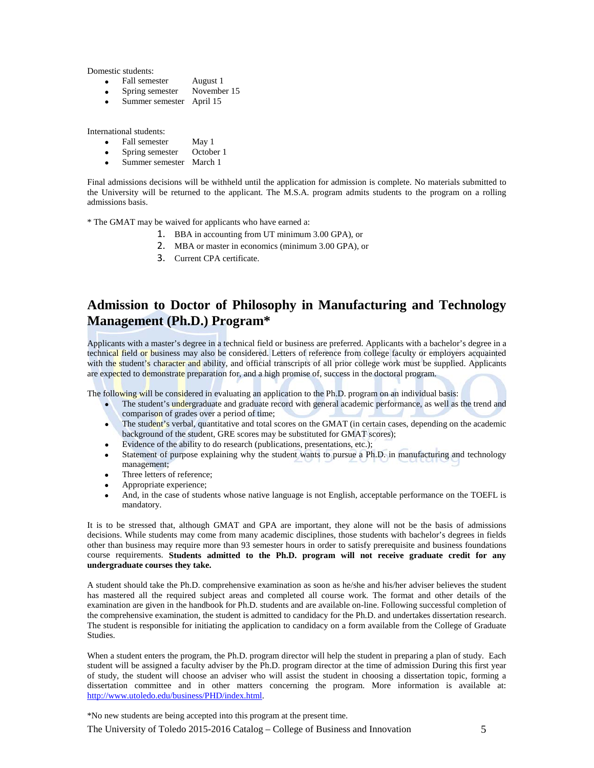Domestic students:

- Fall semester August 1
- Spring semester November 15
- Summer semester April 15

International students:

- Fall semester May 1
- Spring semester October 1
- Summer semester March 1

Final admissions decisions will be withheld until the application for admission is complete. No materials submitted to the University will be returned to the applicant. The M.S.A. program admits students to the program on a rolling admissions basis.

* The GMAT may be waived for applicants who have earned a:

1. BBA in accounting from UT minimum 3.00 GPA), or
2. MBA or master in economics (minimum 3.00 GPA), or
3. Current CPA certificate.

## Admission to Doctor of Philosophy in Manufacturing and Technology Management (Ph.D.) Program*

Applicants with a master's degree in a technical field or business are preferred. Applicants with a bachelor's degree in a technical field or business may also be considered. Letters of reference from college faculty or employers acquainted with the student's character and ability, and official transcripts of all prior college work must be supplied. Applicants are expected to demonstrate preparation for, and a high promise of, success in the doctoral program.

The following will be considered in evaluating an application to the Ph.D. program on an individual basis:

- The student's undergraduate and graduate record with general academic performance, as well as the trend and comparison of grades over a period of time;
- The student's verbal, quantitative and total scores on the GMAT (in certain cases, depending on the academic background of the student, GRE scores may be substituted for GMAT scores);
- Evidence of the ability to do research (publications, presentations, etc.);
- Statement of purpose explaining why the student wants to pursue a Ph.D. in manufacturing and technology management;
- Three letters of reference;
- Appropriate experience;
- And, in the case of students whose native language is not English, acceptable performance on the TOEFL is mandatory.

It is to be stressed that, although GMAT and GPA are important, they alone will not be the basis of admissions decisions. While students may come from many academic disciplines, those students with bachelor's degrees in fields other than business may require more than 93 semester hours in order to satisfy prerequisite and business foundations course requirements. **Students admitted to the Ph.D. program will not receive graduate credit for any undergraduate courses they take.**

A student should take the Ph.D. comprehensive examination as soon as he/she and his/her adviser believes the student has mastered all the required subject areas and completed all course work. The format and other details of the examination are given in the handbook for Ph.D. students and are available on-line. Following successful completion of the comprehensive examination, the student is admitted to candidacy for the Ph.D. and undertakes dissertation research. The student is responsible for initiating the application to candidacy on a form available from the College of Graduate Studies.

When a student enters the program, the Ph.D. program director will help the student in preparing a plan of study. Each student will be assigned a faculty adviser by the Ph.D. program director at the time of admission During this first year of study, the student will choose an adviser who will assist the student in choosing a dissertation topic, forming a dissertation committee and in other matters concerning the program. More information is available at: [http://www.utoledo.edu/business/PHD/index.html](http://www.utoledo.edu/business/PHD/index.html).

*No new students are being accepted into this program at the present time.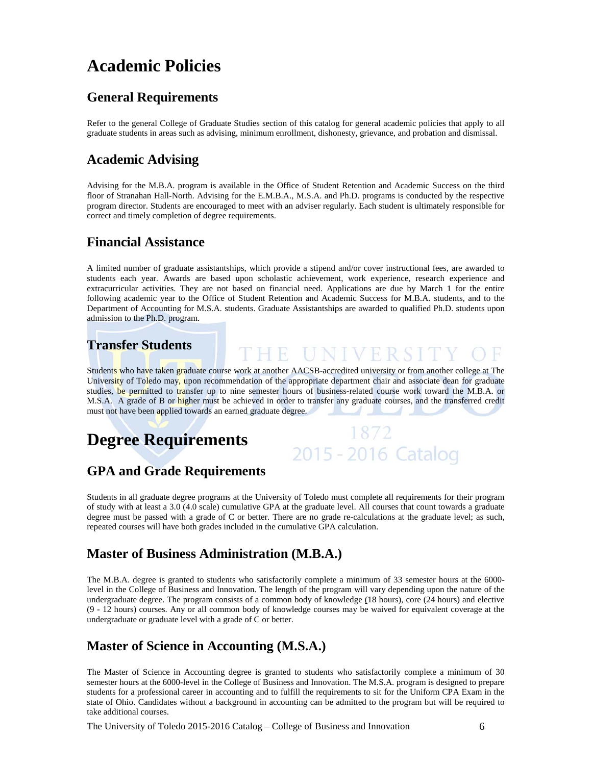# Academic Policies

## General Requirements

Refer to the general College of Graduate Studies section of this catalog for general academic policies that apply to all graduate students in areas such as advising, minimum enrollment, dishonesty, grievance, and probation and dismissal.

## Academic Advising

Advising for the M.B.A. program is available in the Office of Student Retention and Academic Success on the third floor of Stranahan Hall-North. Advising for the E.M.B.A., M.S.A. and Ph.D. programs is conducted by the respective program director. Students are encouraged to meet with an adviser regularly. Each student is ultimately responsible for correct and timely completion of degree requirements.

## Financial Assistance

A limited number of graduate assistantships, which provide a stipend and/or cover instructional fees, are awarded to students each year. Awards are based upon scholastic achievement, work experience, research experience and extracurricular activities. They are not based on financial need. Applications are due by March 1 for the entire following academic year to the Office of Student Retention and Academic Success for M.B.A. students, and to the Department of Accounting for M.S.A. students. Graduate Assistantships are awarded to qualified Ph.D. students upon admission to the Ph.D. program.

## Transfer Students

Students who have taken graduate course work at another AACSB-accredited university or from another college at The University of Toledo may, upon recommendation of the appropriate department chair and associate dean for graduate studies, be permitted to transfer up to nine semester hours of business-related course work toward the M.B.A. or M.S.A. A grade of B or higher must be achieved in order to transfer any graduate courses, and the transferred credit must not have been applied towards an earned graduate degree.

# Degree Requirements

## GPA and Grade Requirements

Students in all graduate degree programs at the University of Toledo must complete all requirements for their program of study with at least a 3.0 (4.0 scale) cumulative GPA at the graduate level. All courses that count towards a graduate degree must be passed with a grade of C or better. There are no grade re-calculations at the graduate level; as such, repeated courses will have both grades included in the cumulative GPA calculation.

## Master of Business Administration (M.B.A.)

The M.B.A. degree is granted to students who satisfactorily complete a minimum of 33 semester hours at the 6000-level in the College of Business and Innovation. The length of the program will vary depending upon the nature of the undergraduate degree. The program consists of a common body of knowledge (18 hours), core (24 hours) and elective (9 - 12 hours) courses. Any or all common body of knowledge courses may be waived for equivalent coverage at the undergraduate or graduate level with a grade of C or better.

## Master of Science in Accounting (M.S.A.)

The Master of Science in Accounting degree is granted to students who satisfactorily complete a minimum of 30 semester hours at the 6000-level in the College of Business and Innovation. The M.S.A. program is designed to prepare students for a professional career in accounting and to fulfill the requirements to sit for the Uniform CPA Exam in the state of Ohio. Candidates without a background in accounting can be admitted to the program but will be required to take additional courses.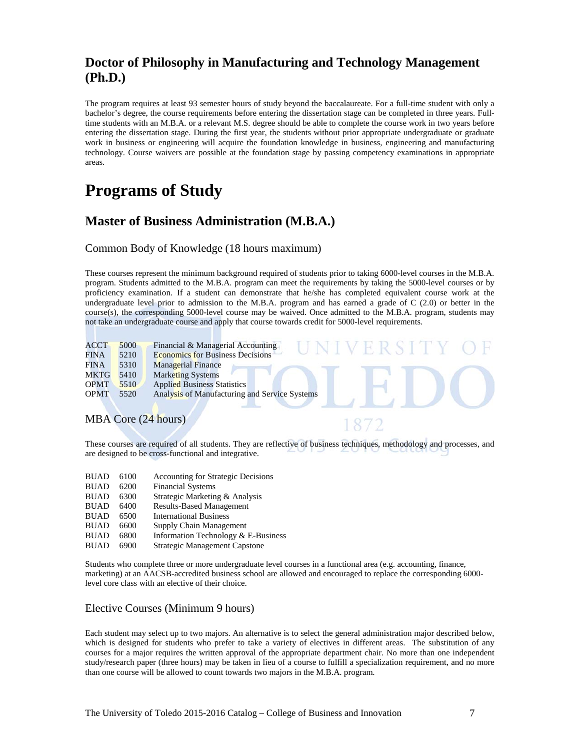## Doctor of Philosophy in Manufacturing and Technology Management (Ph.D.)

The program requires at least 93 semester hours of study beyond the baccalaureate. For a full-time student with only a bachelor's degree, the course requirements before entering the dissertation stage can be completed in three years. Full-time students with an M.B.A. or a relevant M.S. degree should be able to complete the course work in two years before entering the dissertation stage. During the first year, the students without prior appropriate undergraduate or graduate work in business or engineering will acquire the foundation knowledge in business, engineering and manufacturing technology. Course waivers are possible at the foundation stage by passing competency examinations in appropriate areas.

# Programs of Study

## Master of Business Administration (M.B.A.)

### Common Body of Knowledge (18 hours maximum)

These courses represent the minimum background required of students prior to taking 6000-level courses in the M.B.A. program. Students admitted to the M.B.A. program can meet the requirements by taking the 5000-level courses or by proficiency examination. If a student can demonstrate that he/she has completed equivalent course work at the undergraduate level prior to admission to the M.B.A. program and has earned a grade of C (2.0) or better in the course(s), the corresponding 5000-level course may be waived. Once admitted to the M.B.A. program, students may not take an undergraduate course and apply that course towards credit for 5000-level requirements.

| | | |
|---|---|---|
| ACCT | 5000 | Financial & Managerial Accounting |
| FINA | 5210 | Economics for Business Decisions |
| FINA | 5310 | Managerial Finance |
| MKTG | 5410 | Marketing Systems |
| OPMT | 5510 | Applied Business Statistics |
| OPMT | 5520 | Analysis of Manufacturing and Service Systems |

### MBA Core (24 hours)

These courses are required of all students. They are reflective of business techniques, methodology and processes, and are designed to be cross-functional and integrative.

| | | |
|---|---|---|
| BUAD | 6100 | Accounting for Strategic Decisions |
| BUAD | 6200 | Financial Systems |
| BUAD | 6300 | Strategic Marketing & Analysis |
| BUAD | 6400 | Results-Based Management |
| BUAD | 6500 | International Business |
| BUAD | 6600 | Supply Chain Management |
| BUAD | 6800 | Information Technology & E-Business |
| BUAD | 6900 | Strategic Management Capstone |

Students who complete three or more undergraduate level courses in a functional area (e.g. accounting, finance, marketing) at an AACSB-accredited business school are allowed and encouraged to replace the corresponding 6000-level core class with an elective of their choice.

### Elective Courses (Minimum 9 hours)

Each student may select up to two majors. An alternative is to select the general administration major described below, which is designed for students who prefer to take a variety of electives in different areas. The substitution of any courses for a major requires the written approval of the appropriate department chair. No more than one independent study/research paper (three hours) may be taken in lieu of a course to fulfill a specialization requirement, and no more than one course will be allowed to count towards two majors in the M.B.A. program.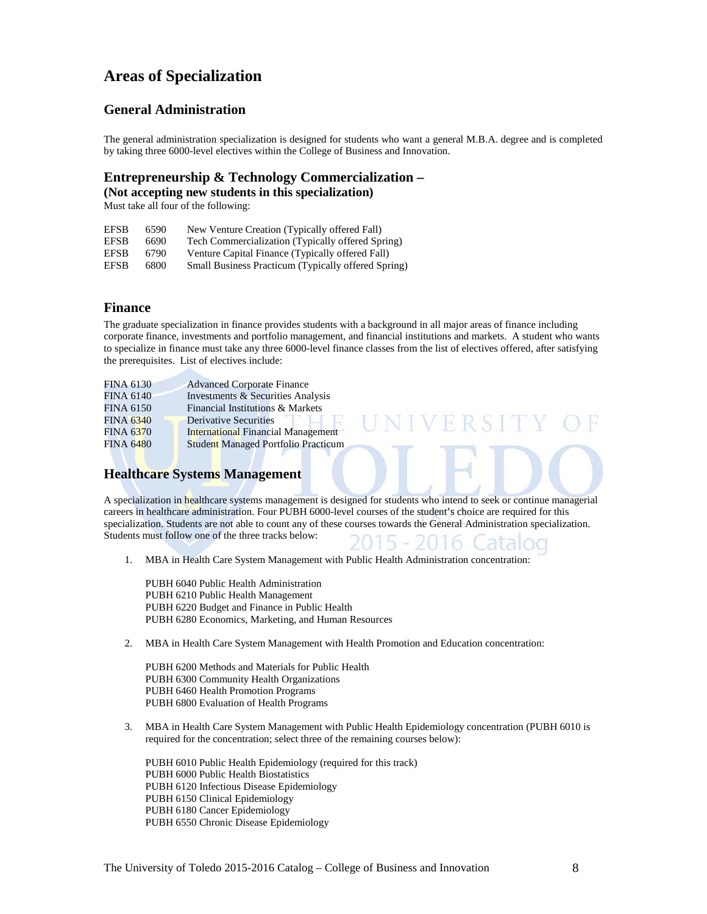# Areas of Specialization

## General Administration

The general administration specialization is designed for students who want a general M.B.A. degree and is completed by taking three 6000-level electives within the College of Business and Innovation.

## Entrepreneurship & Technology Commercialization –

**(Not accepting new students in this specialization)**

Must take all four of the following:

| | | |
|---|---|---|
| EFSB | 6590 | New Venture Creation (Typically offered Fall) |
| EFSB | 6690 | Tech Commercialization (Typically offered Spring) |
| EFSB | 6790 | Venture Capital Finance (Typically offered Fall) |
| EFSB | 6800 | Small Business Practicum (Typically offered Spring) |

## Finance

The graduate specialization in finance provides students with a background in all major areas of finance including corporate finance, investments and portfolio management, and financial institutions and markets. A student who wants to specialize in finance must take any three 6000-level finance classes from the list of electives offered, after satisfying the prerequisites. List of electives include:

| | |
|---|---|
| FINA 6130 | Advanced Corporate Finance |
| FINA 6140 | Investments & Securities Analysis |
| FINA 6150 | Financial Institutions & Markets |
| FINA 6340 | Derivative Securities |
| FINA 6370 | International Financial Management |
| FINA 6480 | Student Managed Portfolio Practicum |

## Healthcare Systems Management

A specialization in healthcare systems management is designed for students who intend to seek or continue managerial careers in healthcare administration. Four PUBH 6000-level courses of the student's choice are required for this specialization. Students are not able to count any of these courses towards the General Administration specialization. Students must follow one of the three tracks below:

1. MBA in Health Care System Management with Public Health Administration concentration:

   PUBH 6040 Public Health Administration
   PUBH 6210 Public Health Management
   PUBH 6220 Budget and Finance in Public Health
   PUBH 6280 Economics, Marketing, and Human Resources

2. MBA in Health Care System Management with Health Promotion and Education concentration:

   PUBH 6200 Methods and Materials for Public Health
   PUBH 6300 Community Health Organizations
   PUBH 6460 Health Promotion Programs
   PUBH 6800 Evaluation of Health Programs

3. MBA in Health Care System Management with Public Health Epidemiology concentration (PUBH 6010 is required for the concentration; select three of the remaining courses below):

   PUBH 6010 Public Health Epidemiology (required for this track)
   PUBH 6000 Public Health Biostatistics
   PUBH 6120 Infectious Disease Epidemiology
   PUBH 6150 Clinical Epidemiology
   PUBH 6180 Cancer Epidemiology
   PUBH 6550 Chronic Disease Epidemiology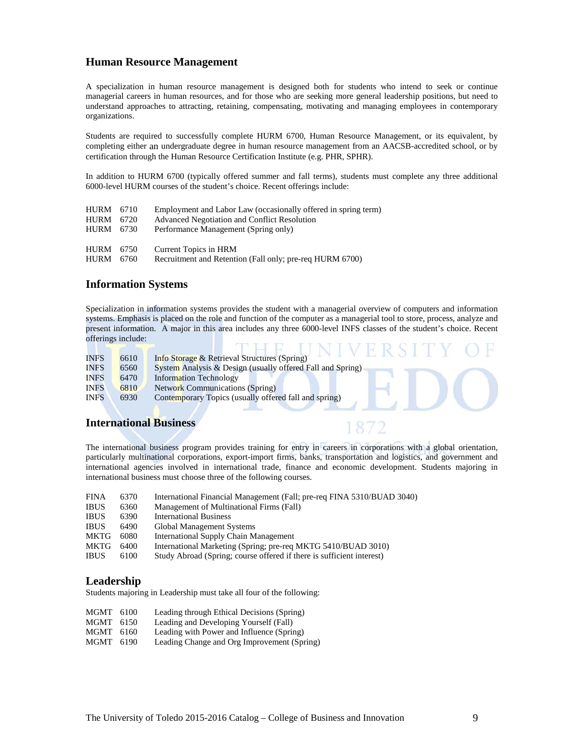## Human Resource Management

A specialization in human resource management is designed both for students who intend to seek or continue managerial careers in human resources, and for those who are seeking more general leadership positions, but need to understand approaches to attracting, retaining, compensating, motivating and managing employees in contemporary organizations.

Students are required to successfully complete HURM 6700, Human Resource Management, or its equivalent, by completing either an undergraduate degree in human resource management from an AACSB-accredited school, or by certification through the Human Resource Certification Institute (e.g. PHR, SPHR).

In addition to HURM 6700 (typically offered summer and fall terms), students must complete any three additional 6000-level HURM courses of the student's choice. Recent offerings include:

| | | |
|---|---|---|
| HURM | 6710 | Employment and Labor Law (occasionally offered in spring term) |
| HURM | 6720 | Advanced Negotiation and Conflict Resolution |
| HURM | 6730 | Performance Management (Spring only) |
| HURM | 6750 | Current Topics in HRM |
| HURM | 6760 | Recruitment and Retention (Fall only; pre-req HURM 6700) |

## Information Systems

Specialization in information systems provides the student with a managerial overview of computers and information systems. Emphasis is placed on the role and function of the computer as a managerial tool to store, process, analyze and present information. A major in this area includes any three 6000-level INFS classes of the student's choice. Recent offerings include:

| | | |
|---|---|---|
| INFS | 6610 | Info Storage & Retrieval Structures (Spring) |
| INFS | 6560 | System Analysis & Design (usually offered Fall and Spring) |
| INFS | 6470 | Information Technology |
| INFS | 6810 | Network Communications (Spring) |
| INFS | 6930 | Contemporary Topics (usually offered fall and spring) |

## International Business

The international business program provides training for entry in careers in corporations with a global orientation, particularly multinational corporations, export-import firms, banks, transportation and logistics, and government and international agencies involved in international trade, finance and economic development. Students majoring in international business must choose three of the following courses.

| | | |
|---|---|---|
| FINA | 6370 | International Financial Management (Fall; pre-req FINA 5310/BUAD 3040) |
| IBUS | 6360 | Management of Multinational Firms (Fall) |
| IBUS | 6390 | International Business |
| IBUS | 6490 | Global Management Systems |
| MKTG | 6080 | International Supply Chain Management |
| MKTG | 6400 | International Marketing (Spring; pre-req MKTG 5410/BUAD 3010) |
| IBUS | 6100 | Study Abroad (Spring; course offered if there is sufficient interest) |

## Leadership

Students majoring in Leadership must take all four of the following:

| | | |
|---|---|---|
| MGMT | 6100 | Leading through Ethical Decisions (Spring) |
| MGMT | 6150 | Leading and Developing Yourself (Fall) |
| MGMT | 6160 | Leading with Power and Influence (Spring) |
| MGMT | 6190 | Leading Change and Org Improvement (Spring) |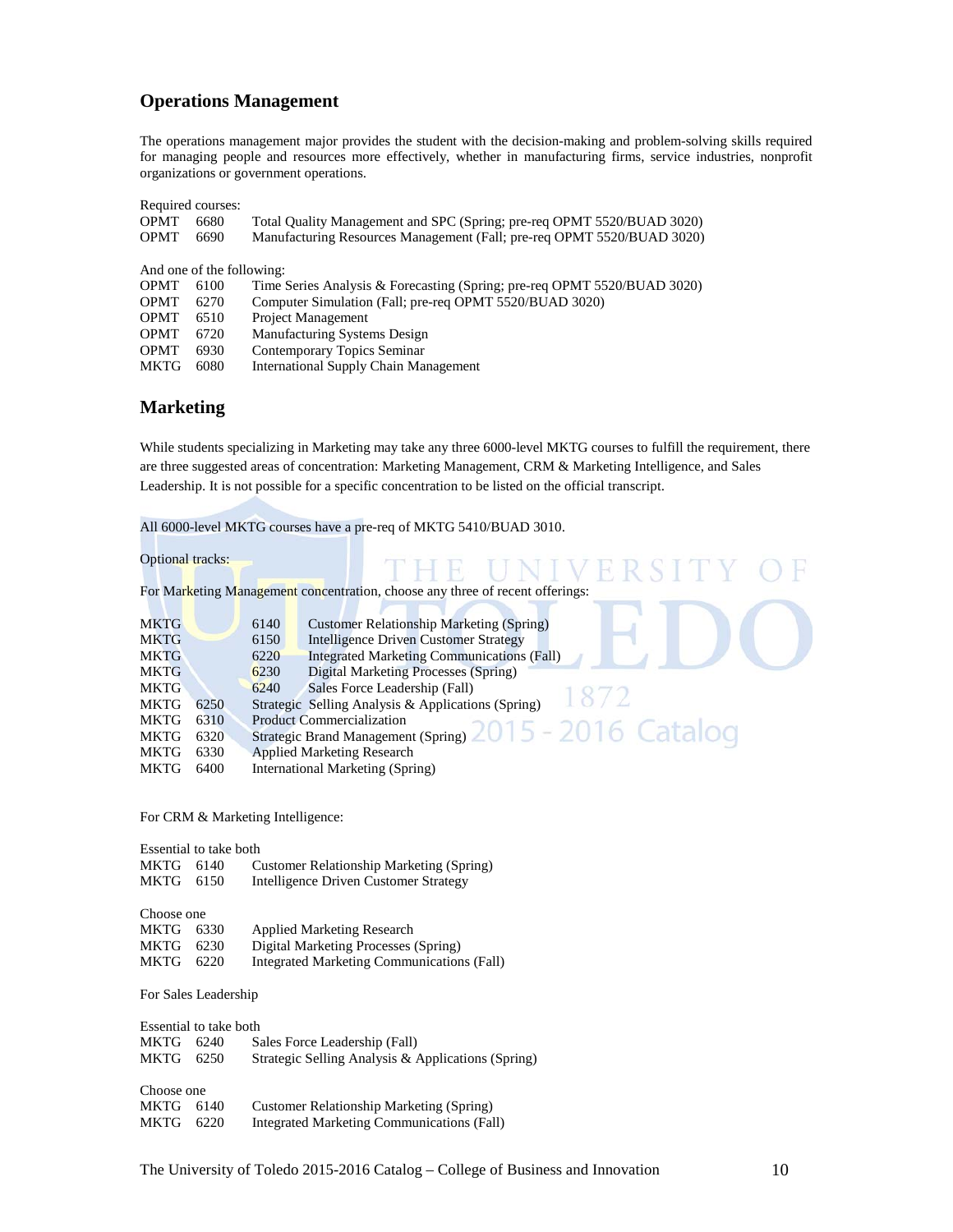## Operations Management

The operations management major provides the student with the decision-making and problem-solving skills required for managing people and resources more effectively, whether in manufacturing firms, service industries, nonprofit organizations or government operations.

Required courses:

| | | |
|---|---|---|
| OPMT | 6680 | Total Quality Management and SPC (Spring; pre-req OPMT 5520/BUAD 3020) |
| OPMT | 6690 | Manufacturing Resources Management (Fall; pre-req OPMT 5520/BUAD 3020) |

And one of the following:

| | | |
|---|---|---|
| OPMT | 6100 | Time Series Analysis & Forecasting (Spring; pre-req OPMT 5520/BUAD 3020) |
| OPMT | 6270 | Computer Simulation (Fall; pre-req OPMT 5520/BUAD 3020) |
| OPMT | 6510 | Project Management |
| OPMT | 6720 | Manufacturing Systems Design |
| OPMT | 6930 | Contemporary Topics Seminar |
| MKTG | 6080 | International Supply Chain Management |

## Marketing

While students specializing in Marketing may take any three 6000-level MKTG courses to fulfill the requirement, there are three suggested areas of concentration: Marketing Management, CRM & Marketing Intelligence, and Sales Leadership. It is not possible for a specific concentration to be listed on the official transcript.

All 6000-level MKTG courses have a pre-req of MKTG 5410/BUAD 3010.

Optional tracks:

For Marketing Management concentration, choose any three of recent offerings:

| | | |
|---|---|---|
| MKTG | 6140 | Customer Relationship Marketing (Spring) |
| MKTG | 6150 | Intelligence Driven Customer Strategy |
| MKTG | 6220 | Integrated Marketing Communications (Fall) |
| MKTG | 6230 | Digital Marketing Processes (Spring) |
| MKTG | 6240 | Sales Force Leadership (Fall) |
| MKTG | 6250 | Strategic Selling Analysis & Applications (Spring) |
| MKTG | 6310 | Product Commercialization |
| MKTG | 6320 | Strategic Brand Management (Spring) |
| MKTG | 6330 | Applied Marketing Research |
| MKTG | 6400 | International Marketing (Spring) |

For CRM & Marketing Intelligence:

Essential to take both

| | | |
|---|---|---|
| MKTG | 6140 | Customer Relationship Marketing (Spring) |
| MKTG | 6150 | Intelligence Driven Customer Strategy |

Choose one

| | | |
|---|---|---|
| MKTG | 6330 | Applied Marketing Research |
| MKTG | 6230 | Digital Marketing Processes (Spring) |
| MKTG | 6220 | Integrated Marketing Communications (Fall) |

For Sales Leadership

Essential to take both

| | | |
|---|---|---|
| MKTG | 6240 | Sales Force Leadership (Fall) |
| MKTG | 6250 | Strategic Selling Analysis & Applications (Spring) |

Choose one

| | | |
|---|---|---|
| MKTG | 6140 | Customer Relationship Marketing (Spring) |
| MKTG | 6220 | Integrated Marketing Communications (Fall) |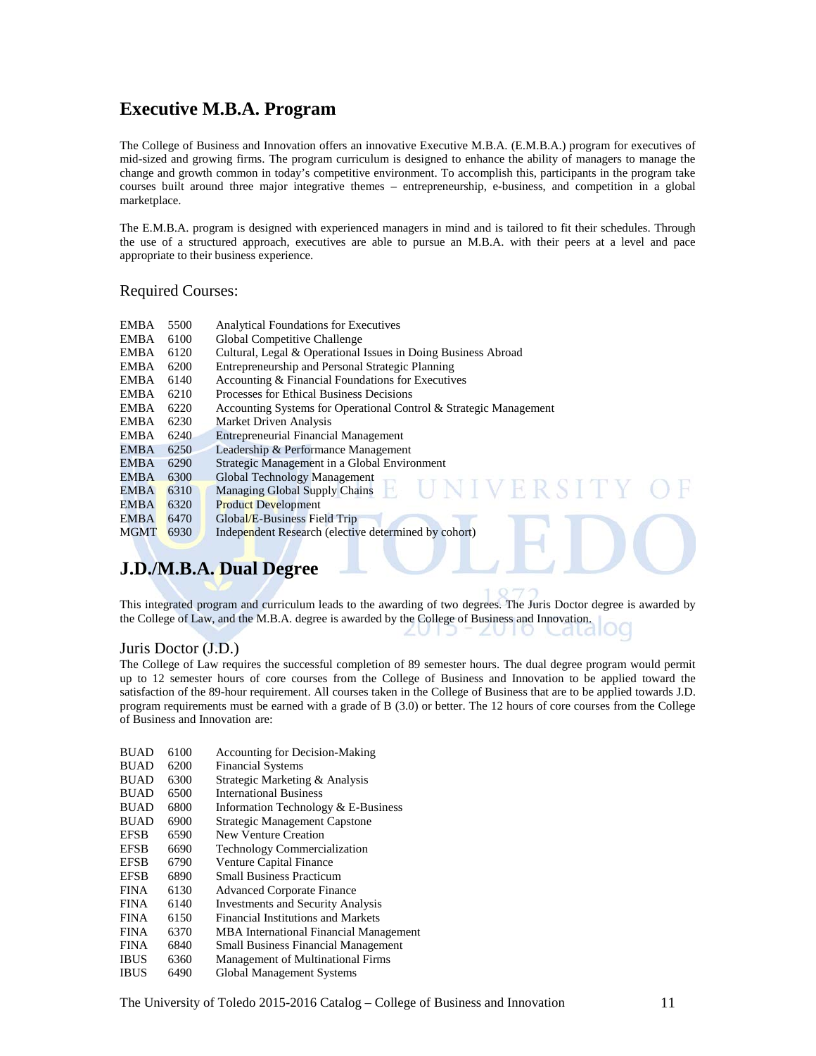## Executive M.B.A. Program

The College of Business and Innovation offers an innovative Executive M.B.A. (E.M.B.A.) program for executives of mid-sized and growing firms. The program curriculum is designed to enhance the ability of managers to manage the change and growth common in today's competitive environment. To accomplish this, participants in the program take courses built around three major integrative themes – entrepreneurship, e-business, and competition in a global marketplace.

The E.M.B.A. program is designed with experienced managers in mind and is tailored to fit their schedules. Through the use of a structured approach, executives are able to pursue an M.B.A. with their peers at a level and pace appropriate to their business experience.

### Required Courses:

| | | |
|---|---|---|
| EMBA | 5500 | Analytical Foundations for Executives |
| EMBA | 6100 | Global Competitive Challenge |
| EMBA | 6120 | Cultural, Legal & Operational Issues in Doing Business Abroad |
| EMBA | 6200 | Entrepreneurship and Personal Strategic Planning |
| EMBA | 6140 | Accounting & Financial Foundations for Executives |
| EMBA | 6210 | Processes for Ethical Business Decisions |
| EMBA | 6220 | Accounting Systems for Operational Control & Strategic Management |
| EMBA | 6230 | Market Driven Analysis |
| EMBA | 6240 | Entrepreneurial Financial Management |
| EMBA | 6250 | Leadership & Performance Management |
| EMBA | 6290 | Strategic Management in a Global Environment |
| EMBA | 6300 | Global Technology Management |
| EMBA | 6310 | Managing Global Supply Chains |
| EMBA | 6320 | Product Development |
| EMBA | 6470 | Global/E-Business Field Trip |
| MGMT | 6930 | Independent Research (elective determined by cohort) |

## J.D./M.B.A. Dual Degree

This integrated program and curriculum leads to the awarding of two degrees. The Juris Doctor degree is awarded by the College of Law, and the M.B.A. degree is awarded by the College of Business and Innovation.

### Juris Doctor (J.D.)

The College of Law requires the successful completion of 89 semester hours. The dual degree program would permit up to 12 semester hours of core courses from the College of Business and Innovation to be applied toward the satisfaction of the 89-hour requirement. All courses taken in the College of Business that are to be applied towards J.D. program requirements must be earned with a grade of B (3.0) or better. The 12 hours of core courses from the College of Business and Innovation are:

| | | |
|---|---|---|
| BUAD | 6100 | Accounting for Decision-Making |
| BUAD | 6200 | Financial Systems |
| BUAD | 6300 | Strategic Marketing & Analysis |
| BUAD | 6500 | International Business |
| BUAD | 6800 | Information Technology & E-Business |
| BUAD | 6900 | Strategic Management Capstone |
| EFSB | 6590 | New Venture Creation |
| EFSB | 6690 | Technology Commercialization |
| EFSB | 6790 | Venture Capital Finance |
| EFSB | 6890 | Small Business Practicum |
| FINA | 6130 | Advanced Corporate Finance |
| FINA | 6140 | Investments and Security Analysis |
| FINA | 6150 | Financial Institutions and Markets |
| FINA | 6370 | MBA International Financial Management |
| FINA | 6840 | Small Business Financial Management |
| IBUS | 6360 | Management of Multinational Firms |
| IBUS | 6490 | Global Management Systems |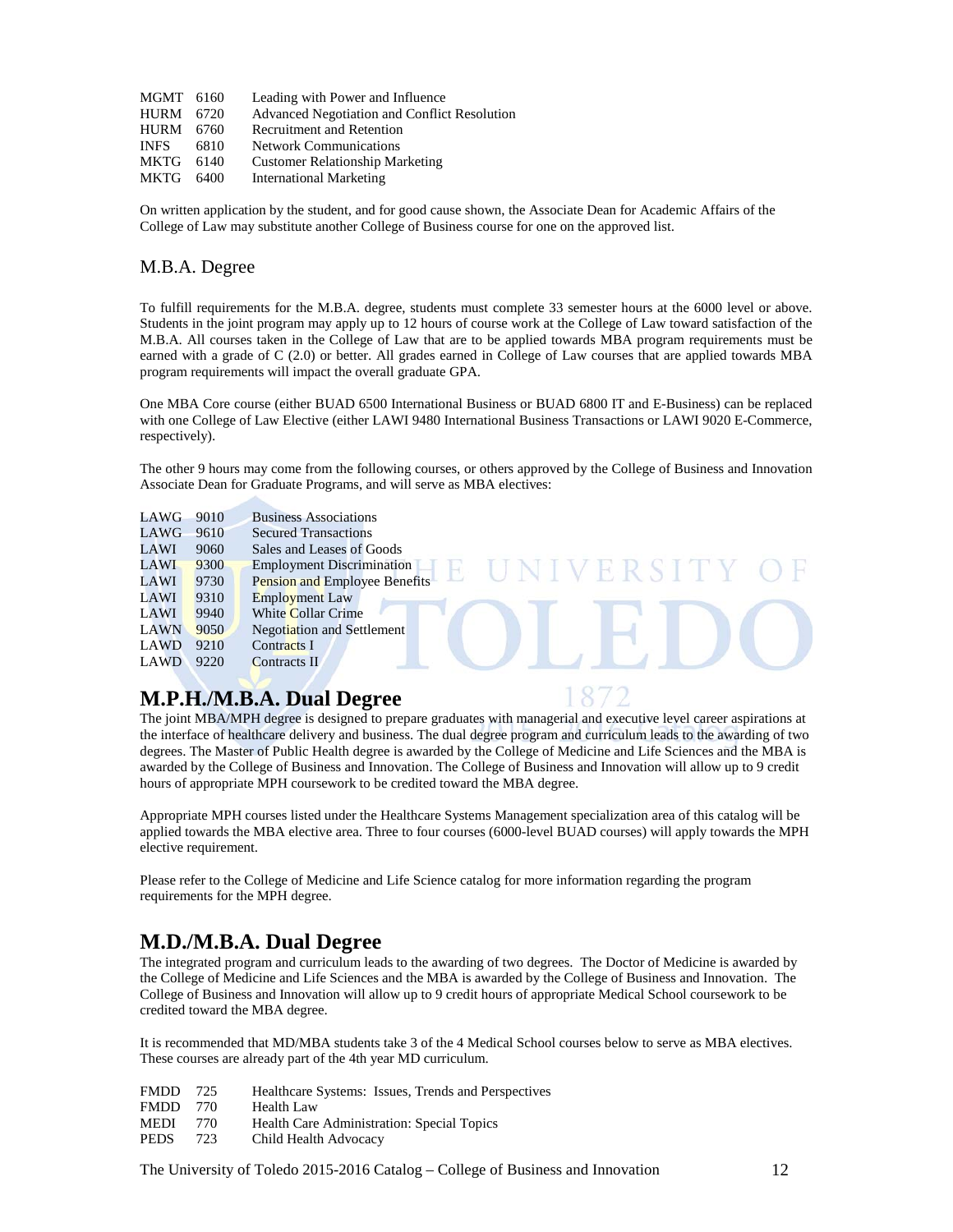| | | |
|---|---|---|
| MGMT | 6160 | Leading with Power and Influence |
| HURM | 6720 | Advanced Negotiation and Conflict Resolution |
| HURM | 6760 | Recruitment and Retention |
| INFS | 6810 | Network Communications |
| MKTG | 6140 | Customer Relationship Marketing |
| MKTG | 6400 | International Marketing |

On written application by the student, and for good cause shown, the Associate Dean for Academic Affairs of the College of Law may substitute another College of Business course for one on the approved list.

### M.B.A. Degree

To fulfill requirements for the M.B.A. degree, students must complete 33 semester hours at the 6000 level or above. Students in the joint program may apply up to 12 hours of course work at the College of Law toward satisfaction of the M.B.A. All courses taken in the College of Law that are to be applied towards MBA program requirements must be earned with a grade of C (2.0) or better. All grades earned in College of Law courses that are applied towards MBA program requirements will impact the overall graduate GPA.

One MBA Core course (either BUAD 6500 International Business or BUAD 6800 IT and E-Business) can be replaced with one College of Law Elective (either LAWI 9480 International Business Transactions or LAWI 9020 E-Commerce, respectively).

The other 9 hours may come from the following courses, or others approved by the College of Business and Innovation Associate Dean for Graduate Programs, and will serve as MBA electives:

| | | |
|---|---|---|
| LAWG | 9010 | Business Associations |
| LAWG | 9610 | Secured Transactions |
| LAWI | 9060 | Sales and Leases of Goods |
| LAWI | 9300 | Employment Discrimination |
| LAWI | 9730 | Pension and Employee Benefits |
| LAWI | 9310 | Employment Law |
| LAWI | 9940 | White Collar Crime |
| LAWN | 9050 | Negotiation and Settlement |
| LAWD | 9210 | Contracts I |
| LAWD | 9220 | Contracts II |

## M.P.H./M.B.A. Dual Degree

The joint MBA/MPH degree is designed to prepare graduates with managerial and executive level career aspirations at the interface of healthcare delivery and business. The dual degree program and curriculum leads to the awarding of two degrees. The Master of Public Health degree is awarded by the College of Medicine and Life Sciences and the MBA is awarded by the College of Business and Innovation. The College of Business and Innovation will allow up to 9 credit hours of appropriate MPH coursework to be credited toward the MBA degree.

Appropriate MPH courses listed under the Healthcare Systems Management specialization area of this catalog will be applied towards the MBA elective area. Three to four courses (6000-level BUAD courses) will apply towards the MPH elective requirement.

Please refer to the College of Medicine and Life Science catalog for more information regarding the program requirements for the MPH degree.

## M.D./M.B.A. Dual Degree

The integrated program and curriculum leads to the awarding of two degrees. The Doctor of Medicine is awarded by the College of Medicine and Life Sciences and the MBA is awarded by the College of Business and Innovation. The College of Business and Innovation will allow up to 9 credit hours of appropriate Medical School coursework to be credited toward the MBA degree.

It is recommended that MD/MBA students take 3 of the 4 Medical School courses below to serve as MBA electives. These courses are already part of the 4th year MD curriculum.

| | | |
|---|---|---|
| FMDD | 725 | Healthcare Systems: Issues, Trends and Perspectives |
| FMDD | 770 | Health Law |
| MEDI | 770 | Health Care Administration: Special Topics |
| PEDS | 723 | Child Health Advocacy |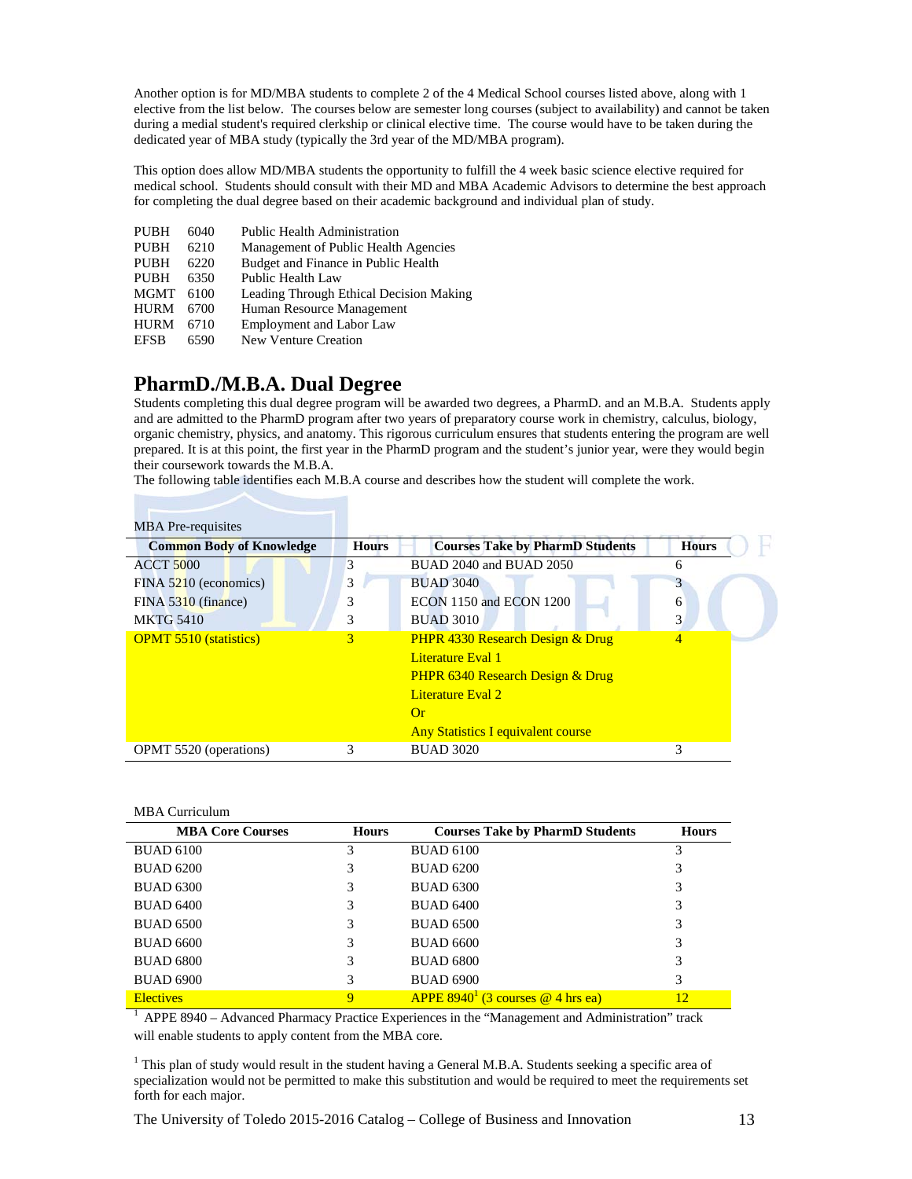Another option is for MD/MBA students to complete 2 of the 4 Medical School courses listed above, along with 1 elective from the list below. The courses below are semester long courses (subject to availability) and cannot be taken during a medial student's required clerkship or clinical elective time. The course would have to be taken during the dedicated year of MBA study (typically the 3rd year of the MD/MBA program).

This option does allow MD/MBA students the opportunity to fulfill the 4 week basic science elective required for medical school. Students should consult with their MD and MBA Academic Advisors to determine the best approach for completing the dual degree based on their academic background and individual plan of study.

| | | |
|---|---|---|
| PUBH | 6040 | Public Health Administration |
| PUBH | 6210 | Management of Public Health Agencies |
| PUBH | 6220 | Budget and Finance in Public Health |
| PUBH | 6350 | Public Health Law |
| MGMT | 6100 | Leading Through Ethical Decision Making |
| HURM | 6700 | Human Resource Management |
| HURM | 6710 | Employment and Labor Law |
| EFSB | 6590 | New Venture Creation |

## PharmD./M.B.A. Dual Degree

Students completing this dual degree program will be awarded two degrees, a PharmD. and an M.B.A. Students apply and are admitted to the PharmD program after two years of preparatory course work in chemistry, calculus, biology, organic chemistry, physics, and anatomy. This rigorous curriculum ensures that students entering the program are well prepared. It is at this point, the first year in the PharmD program and the student's junior year, were they would begin their coursework towards the M.B.A.

The following table identifies each M.B.A course and describes how the student will complete the work.

MBA Pre-requisites

| Common Body of Knowledge | Hours | Courses Take by PharmD Students | Hours |
|---|---|---|---|
| ACCT 5000 | 3 | BUAD 2040 and BUAD 2050 | 6 |
| FINA 5210 (economics) | 3 | BUAD 3040 | 3 |
| FINA 5310 (finance) | 3 | ECON 1150 and ECON 1200 | 6 |
| MKTG 5410 | 3 | BUAD 3010 | 3 |
| OPMT 5510 (statistics) | 3 | PHPR 4330 Research Design & Drug Literature Eval 1<br>PHPR 6340 Research Design & Drug Literature Eval 2<br>Or<br>Any Statistics I equivalent course | 4 |
| OPMT 5520 (operations) | 3 | BUAD 3020 | 3 |

MBA Curriculum

| MBA Core Courses | Hours | Courses Take by PharmD Students | Hours |
|---|---|---|---|
| BUAD 6100 | 3 | BUAD 6100 | 3 |
| BUAD 6200 | 3 | BUAD 6200 | 3 |
| BUAD 6300 | 3 | BUAD 6300 | 3 |
| BUAD 6400 | 3 | BUAD 6400 | 3 |
| BUAD 6500 | 3 | BUAD 6500 | 3 |
| BUAD 6600 | 3 | BUAD 6600 | 3 |
| BUAD 6800 | 3 | BUAD 6800 | 3 |
| BUAD 6900 | 3 | BUAD 6900 | 3 |
| Electives | 9 | APPE 8940[1] (3 courses @ 4 hrs ea) | 12 |

[1] APPE 8940 – Advanced Pharmacy Practice Experiences in the "Management and Administration" track will enable students to apply content from the MBA core.

[1] This plan of study would result in the student having a General M.B.A. Students seeking a specific area of specialization would not be permitted to make this substitution and would be required to meet the requirements set forth for each major.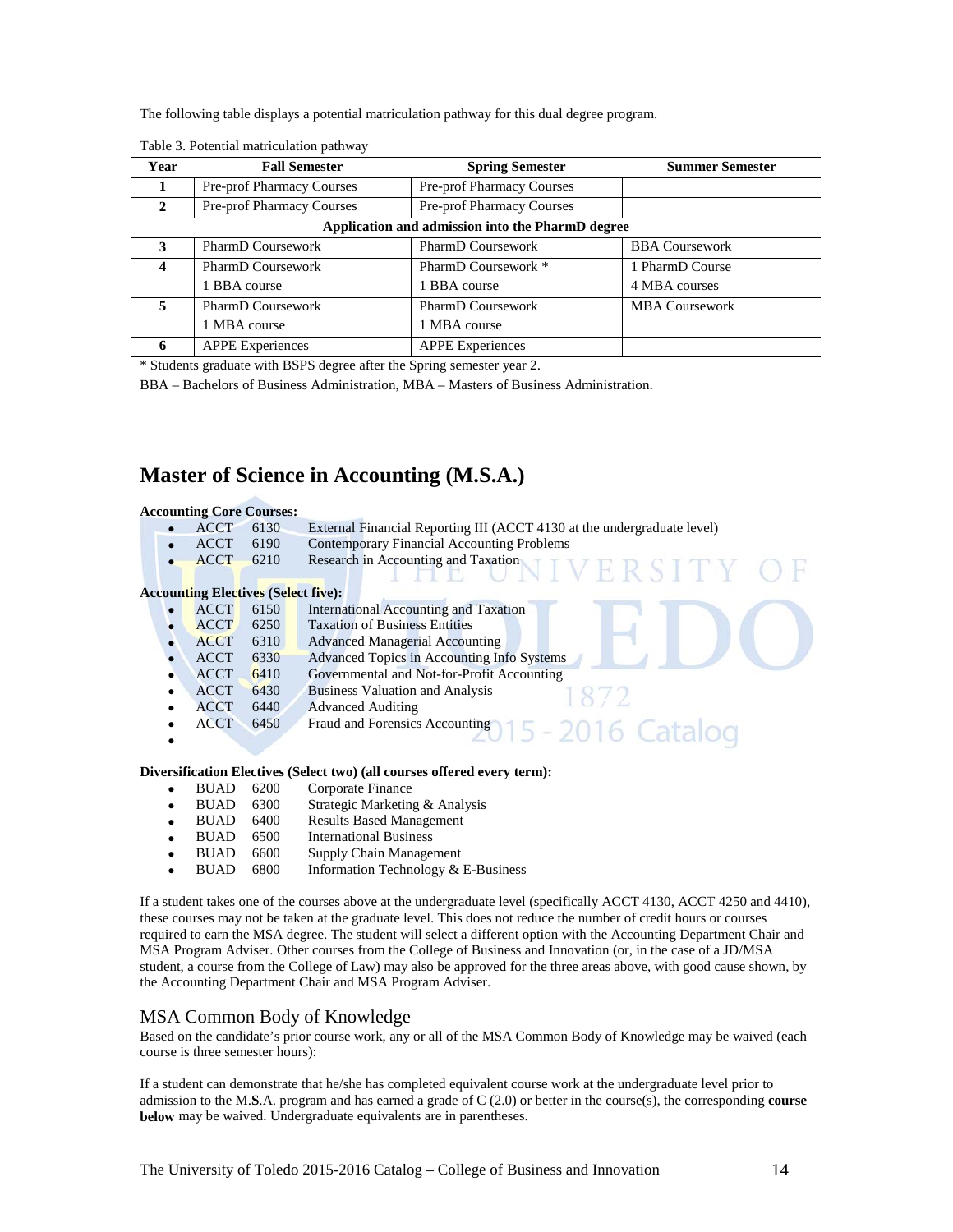The following table displays a potential matriculation pathway for this dual degree program.

Table 3. Potential matriculation pathway

| Year | Fall Semester | Spring Semester | Summer Semester |
|---|---|---|---|
| 1 | Pre-prof Pharmacy Courses | Pre-prof Pharmacy Courses | |
| 2 | Pre-prof Pharmacy Courses | Pre-prof Pharmacy Courses | |
| **Application and admission into the PharmD degree** | | | |
| 3 | PharmD Coursework | PharmD Coursework | BBA Coursework |
| 4 | PharmD Coursework<br>1 BBA course | PharmD Coursework *<br>1 BBA course | 1 PharmD Course<br>4 MBA courses |
| 5 | PharmD Coursework<br>1 MBA course | PharmD Coursework<br>1 MBA course | MBA Coursework |
| 6 | APPE Experiences | APPE Experiences | |

* Students graduate with BSPS degree after the Spring semester year 2.

BBA – Bachelors of Business Administration, MBA – Masters of Business Administration.

# Master of Science in Accounting (M.S.A.)

**Accounting Core Courses:**

- ACCT 6130 External Financial Reporting III (ACCT 4130 at the undergraduate level)
- ACCT 6190 Contemporary Financial Accounting Problems
- ACCT 6210 Research in Accounting and Taxation

**Accounting Electives (Select five):**

- ACCT 6150 International Accounting and Taxation
- ACCT 6250 Taxation of Business Entities
- ACCT 6310 Advanced Managerial Accounting
- ACCT 6330 Advanced Topics in Accounting Info Systems
- ACCT 6410 Governmental and Not-for-Profit Accounting
- ACCT 6430 Business Valuation and Analysis
- ACCT 6440 Advanced Auditing
- ACCT 6450 Fraud and Forensics Accounting

**Diversification Electives (Select two) (all courses offered every term):**

- BUAD 6200 Corporate Finance
- BUAD 6300 Strategic Marketing & Analysis
- BUAD 6400 Results Based Management
- BUAD 6500 International Business
- BUAD 6600 Supply Chain Management
- BUAD 6800 Information Technology & E-Business

If a student takes one of the courses above at the undergraduate level (specifically ACCT 4130, ACCT 4250 and 4410), these courses may not be taken at the graduate level. This does not reduce the number of credit hours or courses required to earn the MSA degree. The student will select a different option with the Accounting Department Chair and MSA Program Adviser. Other courses from the College of Business and Innovation (or, in the case of a JD/MSA student, a course from the College of Law) may also be approved for the three areas above, with good cause shown, by the Accounting Department Chair and MSA Program Adviser.

## MSA Common Body of Knowledge

Based on the candidate's prior course work, any or all of the MSA Common Body of Knowledge may be waived (each course is three semester hours):

If a student can demonstrate that he/she has completed equivalent course work at the undergraduate level prior to admission to the M.**S**.A. program and has earned a grade of C (2.0) or better in the course(s), the corresponding **course below** may be waived. Undergraduate equivalents are in parentheses.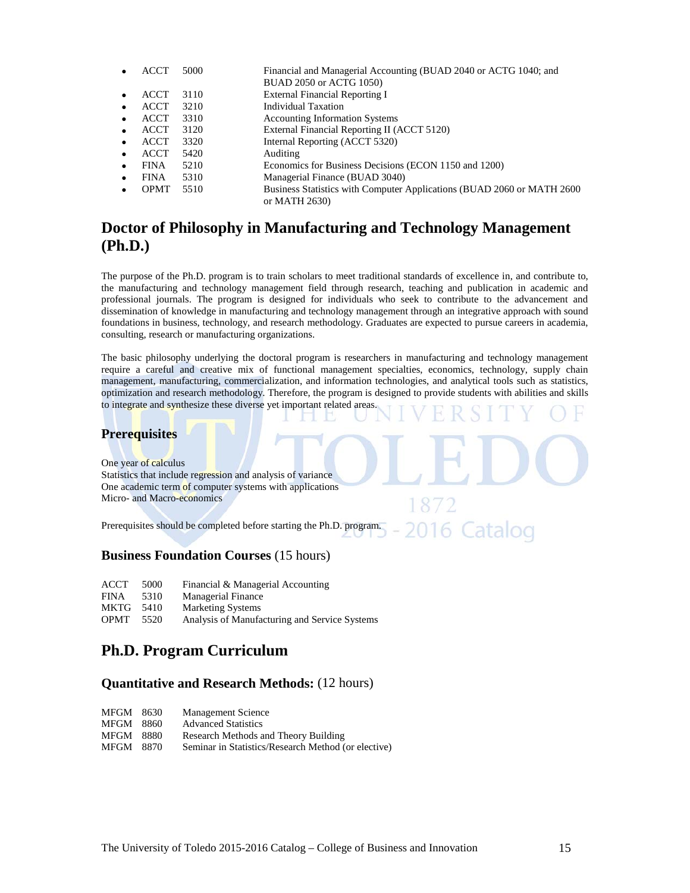- ACCT 5000 Financial and Managerial Accounting (BUAD 2040 or ACTG 1040; and BUAD 2050 or ACTG 1050)
- ACCT 3110 External Financial Reporting I
- ACCT 3210 Individual Taxation
- ACCT 3310 Accounting Information Systems
- ACCT 3120 External Financial Reporting II (ACCT 5120)
- ACCT 3320 Internal Reporting (ACCT 5320)
- ACCT 5420 Auditing
- FINA 5210 Economics for Business Decisions (ECON 1150 and 1200)
- FINA 5310 Managerial Finance (BUAD 3040)
- OPMT 5510 Business Statistics with Computer Applications (BUAD 2060 or MATH 2600 or MATH 2630)

## Doctor of Philosophy in Manufacturing and Technology Management (Ph.D.)

The purpose of the Ph.D. program is to train scholars to meet traditional standards of excellence in, and contribute to, the manufacturing and technology management field through research, teaching and publication in academic and professional journals. The program is designed for individuals who seek to contribute to the advancement and dissemination of knowledge in manufacturing and technology management through an integrative approach with sound foundations in business, technology, and research methodology. Graduates are expected to pursue careers in academia, consulting, research or manufacturing organizations.

The basic philosophy underlying the doctoral program is researchers in manufacturing and technology management require a careful and creative mix of functional management specialties, economics, technology, supply chain management, manufacturing, commercialization, and information technologies, and analytical tools such as statistics, optimization and research methodology. Therefore, the program is designed to provide students with abilities and skills to integrate and synthesize these diverse yet important related areas.

### Prerequisites

One year of calculus
Statistics that include regression and analysis of variance
One academic term of computer systems with applications
Micro- and Macro-economics

Prerequisites should be completed before starting the Ph.D. program.

### Business Foundation Courses (15 hours)

ACCT 5000 Financial & Managerial Accounting
FINA 5310 Managerial Finance
MKTG 5410 Marketing Systems
OPMT 5520 Analysis of Manufacturing and Service Systems

## Ph.D. Program Curriculum

### Quantitative and Research Methods: (12 hours)

MFGM 8630 Management Science
MFGM 8860 Advanced Statistics
MFGM 8880 Research Methods and Theory Building
MFGM 8870 Seminar in Statistics/Research Method (or elective)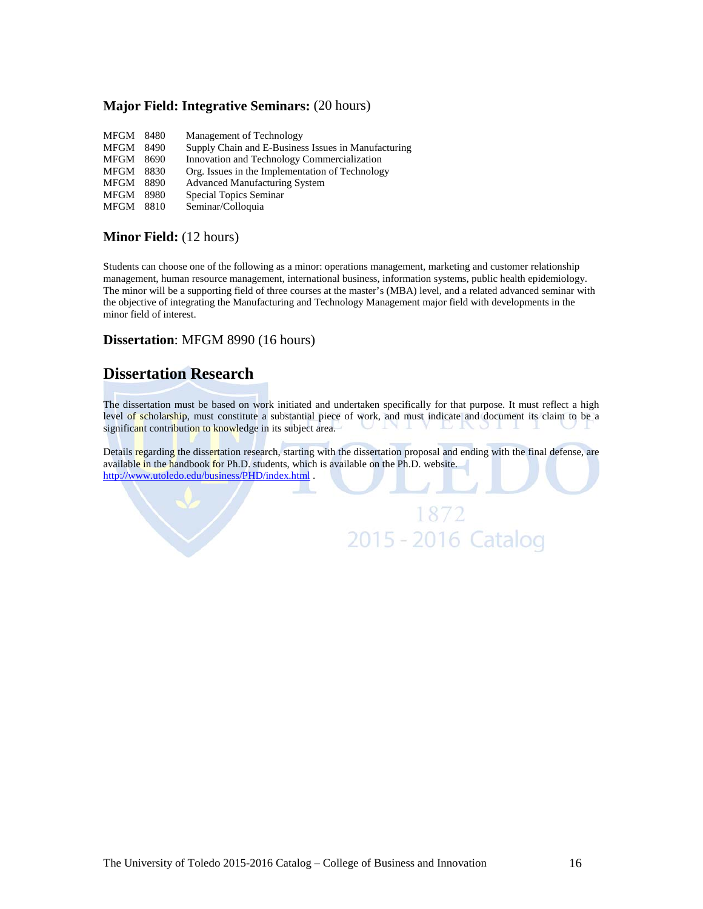### **Major Field: Integrative Seminars:** (20 hours)

| | | |
|---|---|---|
| MFGM | 8480 | Management of Technology |
| MFGM | 8490 | Supply Chain and E-Business Issues in Manufacturing |
| MFGM | 8690 | Innovation and Technology Commercialization |
| MFGM | 8830 | Org. Issues in the Implementation of Technology |
| MFGM | 8890 | Advanced Manufacturing System |
| MFGM | 8980 | Special Topics Seminar |
| MFGM | 8810 | Seminar/Colloquia |

### **Minor Field:** (12 hours)

Students can choose one of the following as a minor: operations management, marketing and customer relationship management, human resource management, international business, information systems, public health epidemiology. The minor will be a supporting field of three courses at the master's (MBA) level, and a related advanced seminar with the objective of integrating the Manufacturing and Technology Management major field with developments in the minor field of interest.

### **Dissertation**: MFGM 8990 (16 hours)

## Dissertation Research

The dissertation must be based on work initiated and undertaken specifically for that purpose. It must reflect a high level of scholarship, must constitute a substantial piece of work, and must indicate and document its claim to be a significant contribution to knowledge in its subject area.

Details regarding the dissertation research, starting with the dissertation proposal and ending with the final defense, are available in the handbook for Ph.D. students, which is available on the Ph.D. website. http://www.utoledo.edu/business/PHD/index.html .